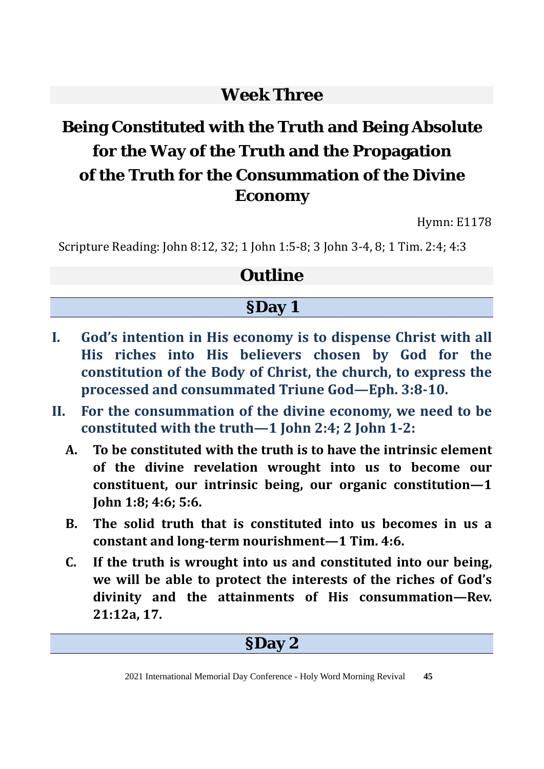# Week Three

## Being Constituted with the Truth and Being Absolute for the Way of the Truth and the Propagation of the Truth for the Consummation of the Divine Economy

Hymn: E1178

Scripture Reading: John 8:12, 32; 1 John 1:5-8; 3 John 3-4, 8; 1 Tim. 2:4; 4:3

## Outline

### §Day 1

**I. God's intention in His economy is to dispense Christ with all His riches into His believers chosen by God for the constitution of the Body of Christ, the church, to express the processed and consummated Triune God—Eph. 3:8-10.**

**II. For the consummation of the divine economy, we need to be constituted with the truth—1 John 2:4; 2 John 1-2:**

**A. To be constituted with the truth is to have the intrinsic element of the divine revelation wrought into us to become our constituent, our intrinsic being, our organic constitution—1 John 1:8; 4:6; 5:6.**

**B. The solid truth that is constituted into us becomes in us a constant and long-term nourishment—1 Tim. 4:6.**

**C. If the truth is wrought into us and constituted into our being, we will be able to protect the interests of the riches of God's divinity and the attainments of His consummation—Rev. 21:12a, 17.**

### §Day 2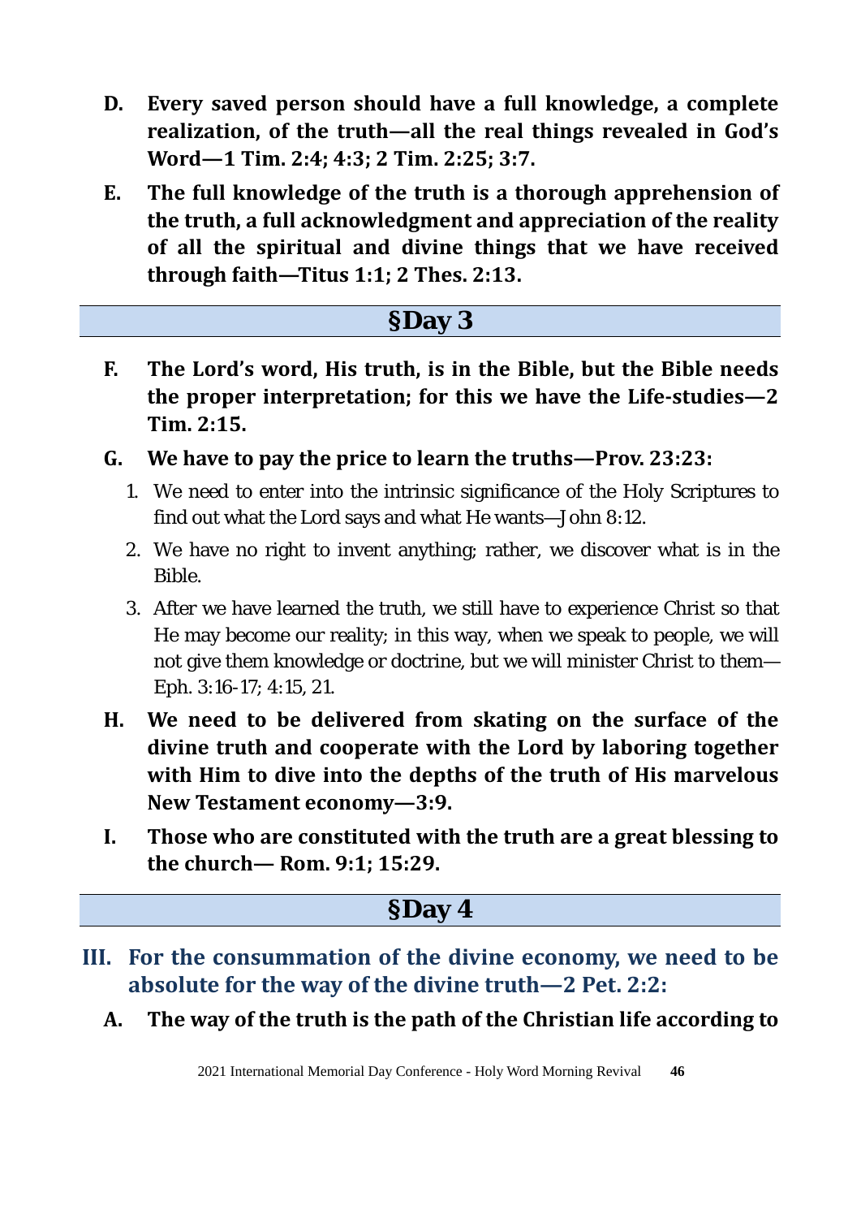**D. Every saved person should have a full knowledge, a complete realization, of the truth—all the real things revealed in God's Word—1 Tim. 2:4; 4:3; 2 Tim. 2:25; 3:7.**

**E. The full knowledge of the truth is a thorough apprehension of the truth, a full acknowledgment and appreciation of the reality of all the spiritual and divine things that we have received through faith—Titus 1:1; 2 Thes. 2:13.**

## §Day 3

**F. The Lord's word, His truth, is in the Bible, but the Bible needs the proper interpretation; for this we have the Life-studies—2 Tim. 2:15.**

**G. We have to pay the price to learn the truths—Prov. 23:23:**

1. We need to enter into the intrinsic significance of the Holy Scriptures to find out what the Lord says and what He wants—John 8:12.
2. We have no right to invent anything; rather, we discover what is in the Bible.
3. After we have learned the truth, we still have to experience Christ so that He may become our reality; in this way, when we speak to people, we will not give them knowledge or doctrine, but we will minister Christ to them—Eph. 3:16-17; 4:15, 21.

**H. We need to be delivered from skating on the surface of the divine truth and cooperate with the Lord by laboring together with Him to dive into the depths of the truth of His marvelous New Testament economy—3:9.**

**I. Those who are constituted with the truth are a great blessing to the church— Rom. 9:1; 15:29.**

## §Day 4

### III. For the consummation of the divine economy, we need to be absolute for the way of the divine truth—2 Pet. 2:2:

**A. The way of the truth is the path of the Christian life according to**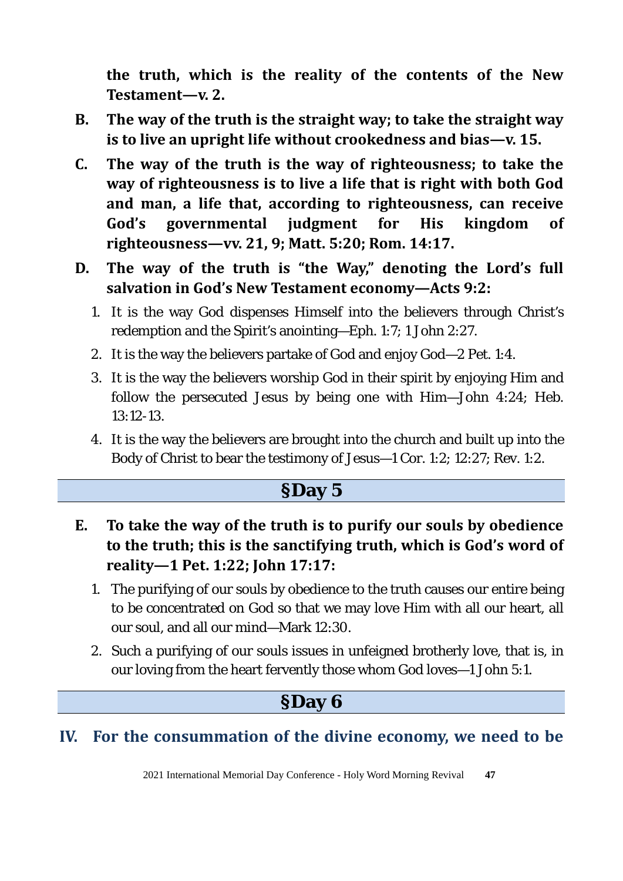**the truth, which is the reality of the contents of the New Testament—v. 2.**

**B. The way of the truth is the straight way; to take the straight way is to live an upright life without crookedness and bias—v. 15.**

**C. The way of the truth is the way of righteousness; to take the way of righteousness is to live a life that is right with both God and man, a life that, according to righteousness, can receive God's governmental judgment for His kingdom of righteousness—vv. 21, 9; Matt. 5:20; Rom. 14:17.**

**D. The way of the truth is "the Way," denoting the Lord's full salvation in God's New Testament economy—Acts 9:2:**

1. It is the way God dispenses Himself into the believers through Christ's redemption and the Spirit's anointing—Eph. 1:7; 1 John 2:27.
2. It is the way the believers partake of God and enjoy God—2 Pet. 1:4.
3. It is the way the believers worship God in their spirit by enjoying Him and follow the persecuted Jesus by being one with Him—John 4:24; Heb. 13:12-13.
4. It is the way the believers are brought into the church and built up into the Body of Christ to bear the testimony of Jesus—1 Cor. 1:2; 12:27; Rev. 1:2.

## §Day 5

**E. To take the way of the truth is to purify our souls by obedience to the truth; this is the sanctifying truth, which is God's word of reality—1 Pet. 1:22; John 17:17:**

1. The purifying of our souls by obedience to the truth causes our entire being to be concentrated on God so that we may love Him with all our heart, all our soul, and all our mind—Mark 12:30.
2. Such a purifying of our souls issues in unfeigned brotherly love, that is, in our loving from the heart fervently those whom God loves—1 John 5:1.

## §Day 6

**IV. For the consummation of the divine economy, we need to be**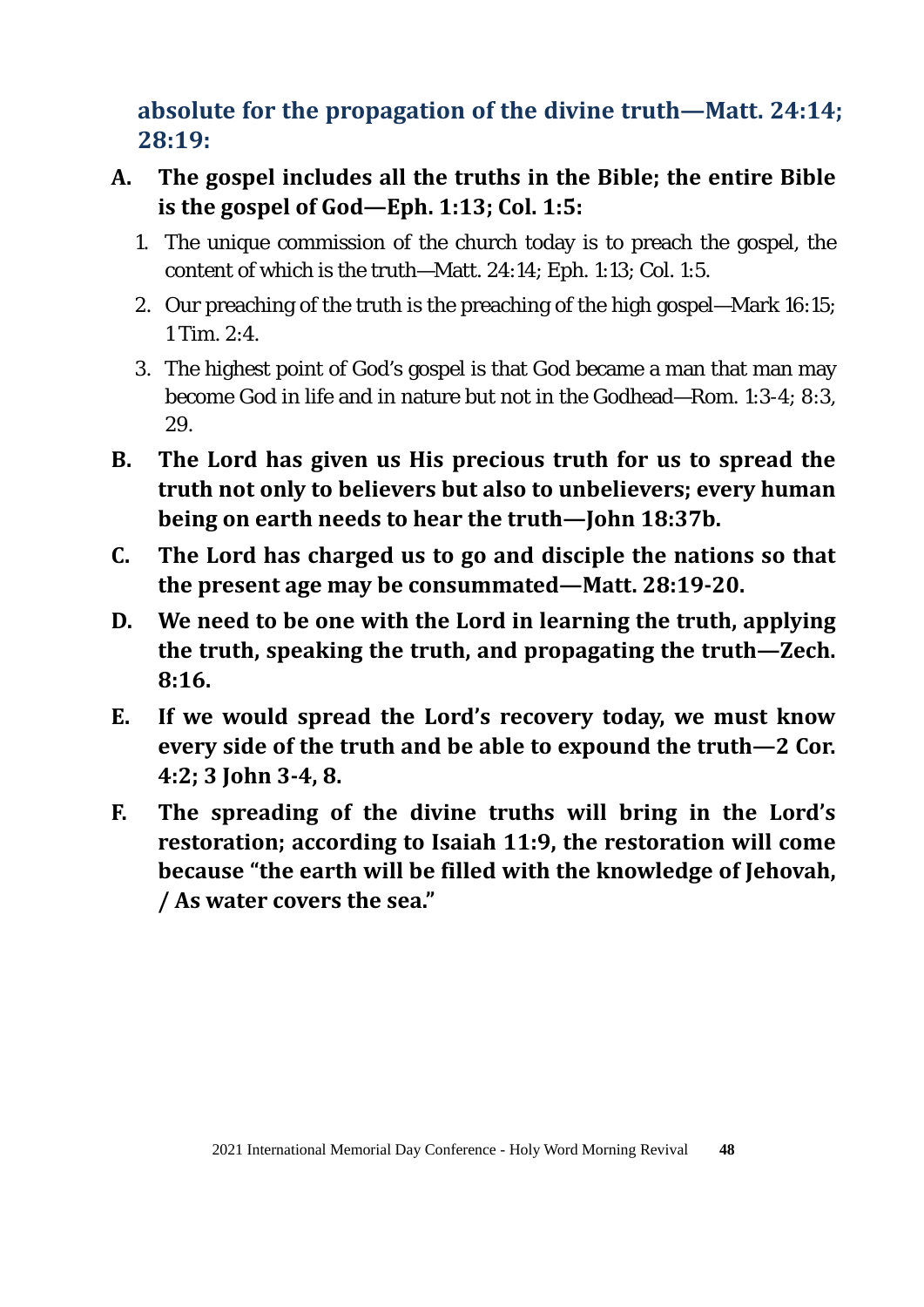**absolute for the propagation of the divine truth—Matt. 24:14; 28:19:**

**A. The gospel includes all the truths in the Bible; the entire Bible is the gospel of God—Eph. 1:13; Col. 1:5:**

1. The unique commission of the church today is to preach the gospel, the content of which is the truth—Matt. 24:14; Eph. 1:13; Col. 1:5.
2. Our preaching of the truth is the preaching of the high gospel—Mark 16:15; 1 Tim. 2:4.
3. The highest point of God's gospel is that God became a man that man may become God in life and in nature but not in the Godhead—Rom. 1:3-4; 8:3, 29.

**B. The Lord has given us His precious truth for us to spread the truth not only to believers but also to unbelievers; every human being on earth needs to hear the truth—John 18:37b.**

**C. The Lord has charged us to go and disciple the nations so that the present age may be consummated—Matt. 28:19-20.**

**D. We need to be one with the Lord in learning the truth, applying the truth, speaking the truth, and propagating the truth—Zech. 8:16.**

**E. If we would spread the Lord's recovery today, we must know every side of the truth and be able to expound the truth—2 Cor. 4:2; 3 John 3-4, 8.**

**F. The spreading of the divine truths will bring in the Lord's restoration; according to Isaiah 11:9, the restoration will come because "the earth will be filled with the knowledge of Jehovah, / As water covers the sea."**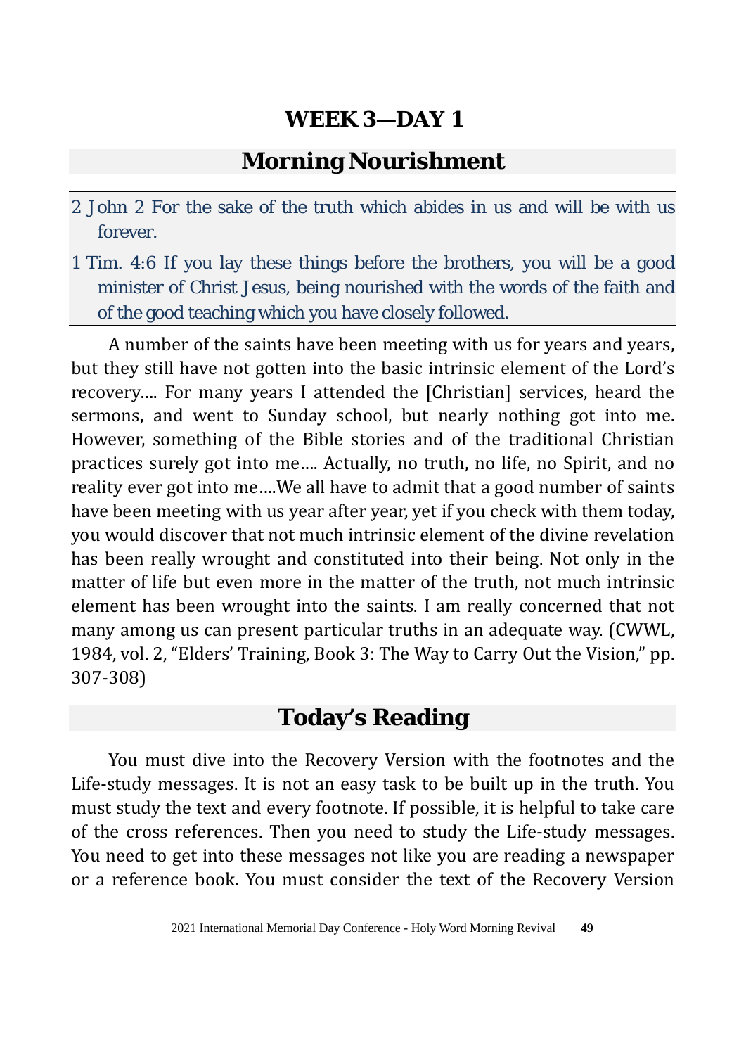# WEEK 3—DAY 1

## Morning Nourishment

2 John 2 For the sake of the truth which abides in us and will be with us forever.

1 Tim. 4:6 If you lay these things before the brothers, you will be a good minister of Christ Jesus, being nourished with the words of the faith and of the good teaching which you have closely followed.

A number of the saints have been meeting with us for years and years, but they still have not gotten into the basic intrinsic element of the Lord's recovery.... For many years I attended the [Christian] services, heard the sermons, and went to Sunday school, but nearly nothing got into me. However, something of the Bible stories and of the traditional Christian practices surely got into me.... Actually, no truth, no life, no Spirit, and no reality ever got into me....We all have to admit that a good number of saints have been meeting with us year after year, yet if you check with them today, you would discover that not much intrinsic element of the divine revelation has been really wrought and constituted into their being. Not only in the matter of life but even more in the matter of the truth, not much intrinsic element has been wrought into the saints. I am really concerned that not many among us can present particular truths in an adequate way. (CWWL, 1984, vol. 2, "Elders' Training, Book 3: The Way to Carry Out the Vision," pp. 307-308)

## Today's Reading

You must dive into the Recovery Version with the footnotes and the Life-study messages. It is not an easy task to be built up in the truth. You must study the text and every footnote. If possible, it is helpful to take care of the cross references. Then you need to study the Life-study messages. You need to get into these messages not like you are reading a newspaper or a reference book. You must consider the text of the Recovery Version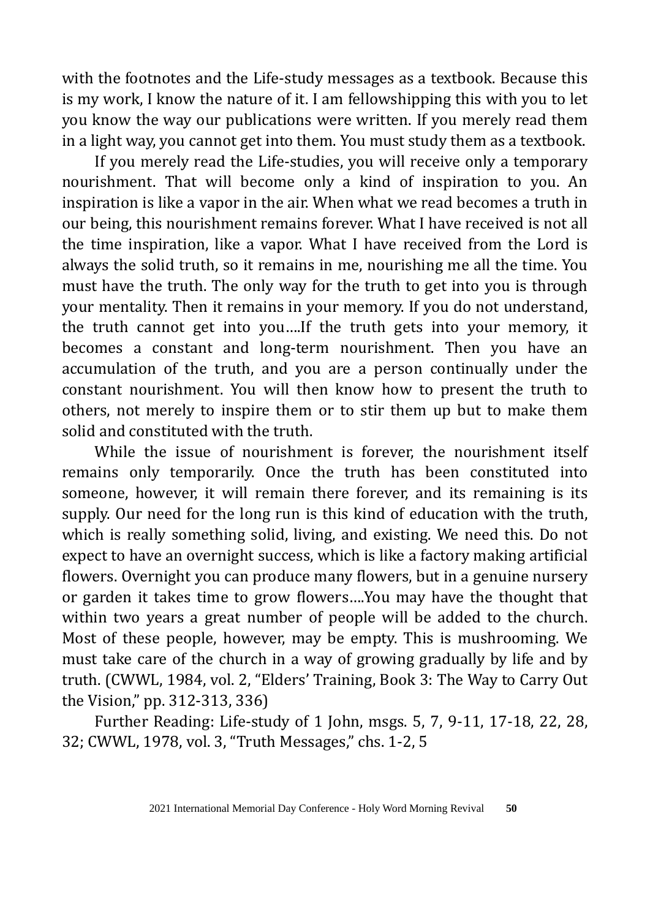with the footnotes and the Life-study messages as a textbook. Because this is my work, I know the nature of it. I am fellowshipping this with you to let you know the way our publications were written. If you merely read them in a light way, you cannot get into them. You must study them as a textbook.

If you merely read the Life-studies, you will receive only a temporary nourishment. That will become only a kind of inspiration to you. An inspiration is like a vapor in the air. When what we read becomes a truth in our being, this nourishment remains forever. What I have received is not all the time inspiration, like a vapor. What I have received from the Lord is always the solid truth, so it remains in me, nourishing me all the time. You must have the truth. The only way for the truth to get into you is through your mentality. Then it remains in your memory. If you do not understand, the truth cannot get into you….If the truth gets into your memory, it becomes a constant and long-term nourishment. Then you have an accumulation of the truth, and you are a person continually under the constant nourishment. You will then know how to present the truth to others, not merely to inspire them or to stir them up but to make them solid and constituted with the truth.

While the issue of nourishment is forever, the nourishment itself remains only temporarily. Once the truth has been constituted into someone, however, it will remain there forever, and its remaining is its supply. Our need for the long run is this kind of education with the truth, which is really something solid, living, and existing. We need this. Do not expect to have an overnight success, which is like a factory making artificial flowers. Overnight you can produce many flowers, but in a genuine nursery or garden it takes time to grow flowers….You may have the thought that within two years a great number of people will be added to the church. Most of these people, however, may be empty. This is mushrooming. We must take care of the church in a way of growing gradually by life and by truth. (CWWL, 1984, vol. 2, "Elders' Training, Book 3: The Way to Carry Out the Vision," pp. 312-313, 336)

Further Reading: Life-study of 1 John, msgs. 5, 7, 9-11, 17-18, 22, 28, 32; CWWL, 1978, vol. 3, "Truth Messages," chs. 1-2, 5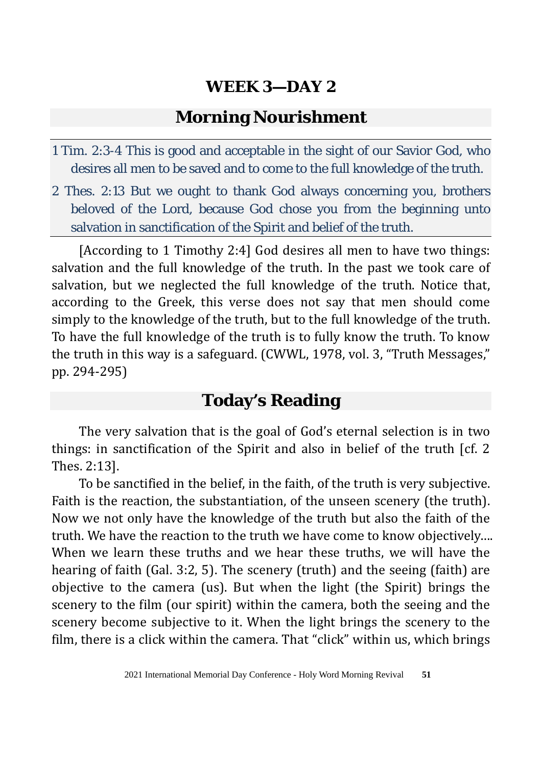## WEEK 3—DAY 2

## Morning Nourishment

1 Tim. 2:3-4 This is good and acceptable in the sight of our Savior God, who desires all men to be saved and to come to the full knowledge of the truth.

2 Thes. 2:13 But we ought to thank God always concerning you, brothers beloved of the Lord, because God chose you from the beginning unto salvation in sanctification of the Spirit and belief of the truth.

[According to 1 Timothy 2:4] God desires all men to have two things: salvation and the full knowledge of the truth. In the past we took care of salvation, but we neglected the full knowledge of the truth. Notice that, according to the Greek, this verse does not say that men should come simply to the knowledge of the truth, but to the full knowledge of the truth. To have the full knowledge of the truth is to fully know the truth. To know the truth in this way is a safeguard. (CWWL, 1978, vol. 3, "Truth Messages," pp. 294-295)

## Today's Reading

The very salvation that is the goal of God's eternal selection is in two things: in sanctification of the Spirit and also in belief of the truth [cf. 2 Thes. 2:13].

To be sanctified in the belief, in the faith, of the truth is very subjective. Faith is the reaction, the substantiation, of the unseen scenery (the truth). Now we not only have the knowledge of the truth but also the faith of the truth. We have the reaction to the truth we have come to know objectively.... When we learn these truths and we hear these truths, we will have the hearing of faith (Gal. 3:2, 5). The scenery (truth) and the seeing (faith) are objective to the camera (us). But when the light (the Spirit) brings the scenery to the film (our spirit) within the camera, both the seeing and the scenery become subjective to it. When the light brings the scenery to the film, there is a click within the camera. That "click" within us, which brings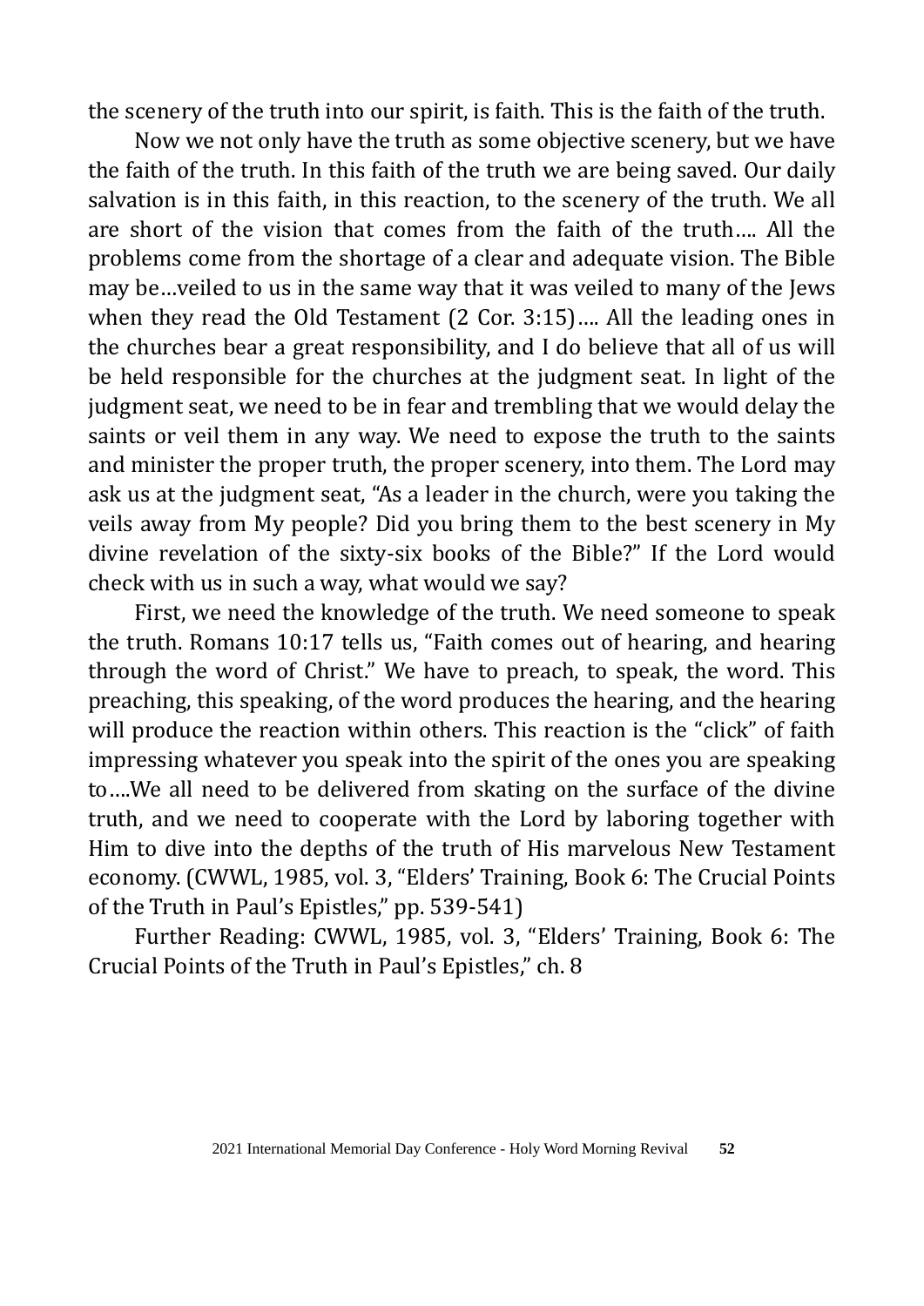the scenery of the truth into our spirit, is faith. This is the faith of the truth.

Now we not only have the truth as some objective scenery, but we have the faith of the truth. In this faith of the truth we are being saved. Our daily salvation is in this faith, in this reaction, to the scenery of the truth. We all are short of the vision that comes from the faith of the truth…. All the problems come from the shortage of a clear and adequate vision. The Bible may be…veiled to us in the same way that it was veiled to many of the Jews when they read the Old Testament (2 Cor. 3:15)…. All the leading ones in the churches bear a great responsibility, and I do believe that all of us will be held responsible for the churches at the judgment seat. In light of the judgment seat, we need to be in fear and trembling that we would delay the saints or veil them in any way. We need to expose the truth to the saints and minister the proper truth, the proper scenery, into them. The Lord may ask us at the judgment seat, "As a leader in the church, were you taking the veils away from My people? Did you bring them to the best scenery in My divine revelation of the sixty-six books of the Bible?" If the Lord would check with us in such a way, what would we say?

First, we need the knowledge of the truth. We need someone to speak the truth. Romans 10:17 tells us, "Faith comes out of hearing, and hearing through the word of Christ." We have to preach, to speak, the word. This preaching, this speaking, of the word produces the hearing, and the hearing will produce the reaction within others. This reaction is the "click" of faith impressing whatever you speak into the spirit of the ones you are speaking to….We all need to be delivered from skating on the surface of the divine truth, and we need to cooperate with the Lord by laboring together with Him to dive into the depths of the truth of His marvelous New Testament economy. (CWWL, 1985, vol. 3, "Elders' Training, Book 6: The Crucial Points of the Truth in Paul's Epistles," pp. 539-541)

Further Reading: CWWL, 1985, vol. 3, "Elders' Training, Book 6: The Crucial Points of the Truth in Paul's Epistles," ch. 8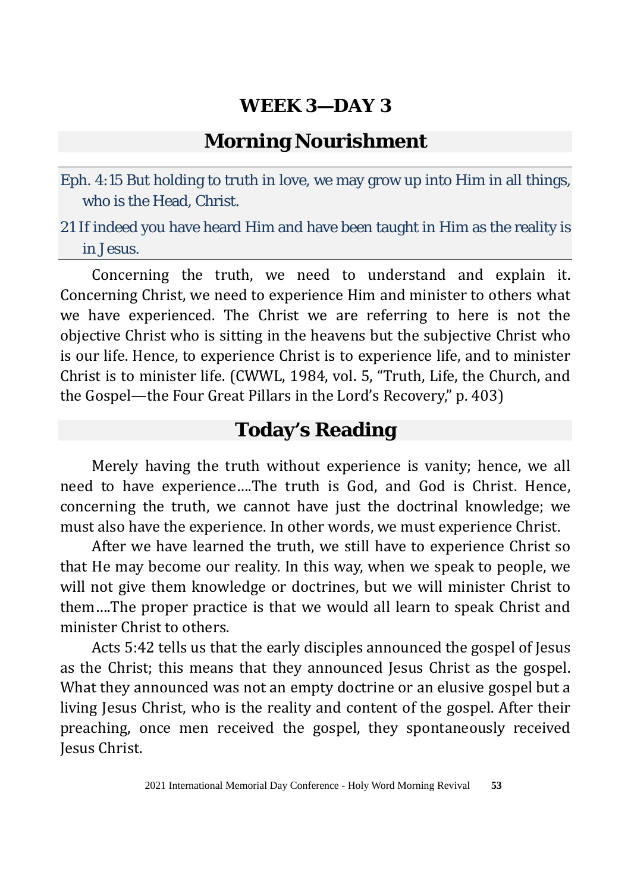## WEEK 3—DAY 3

## Morning Nourishment

Eph. 4:15 But holding to truth in love, we may grow up into Him in all things, who is the Head, Christ.

21 If indeed you have heard Him and have been taught in Him as the reality is in Jesus.

Concerning the truth, we need to understand and explain it. Concerning Christ, we need to experience Him and minister to others what we have experienced. The Christ we are referring to here is not the objective Christ who is sitting in the heavens but the subjective Christ who is our life. Hence, to experience Christ is to experience life, and to minister Christ is to minister life. (CWWL, 1984, vol. 5, "Truth, Life, the Church, and the Gospel—the Four Great Pillars in the Lord's Recovery," p. 403)

## Today's Reading

Merely having the truth without experience is vanity; hence, we all need to have experience....The truth is God, and God is Christ. Hence, concerning the truth, we cannot have just the doctrinal knowledge; we must also have the experience. In other words, we must experience Christ.

After we have learned the truth, we still have to experience Christ so that He may become our reality. In this way, when we speak to people, we will not give them knowledge or doctrines, but we will minister Christ to them....The proper practice is that we would all learn to speak Christ and minister Christ to others.

Acts 5:42 tells us that the early disciples announced the gospel of Jesus as the Christ; this means that they announced Jesus Christ as the gospel. What they announced was not an empty doctrine or an elusive gospel but a living Jesus Christ, who is the reality and content of the gospel. After their preaching, once men received the gospel, they spontaneously received Jesus Christ.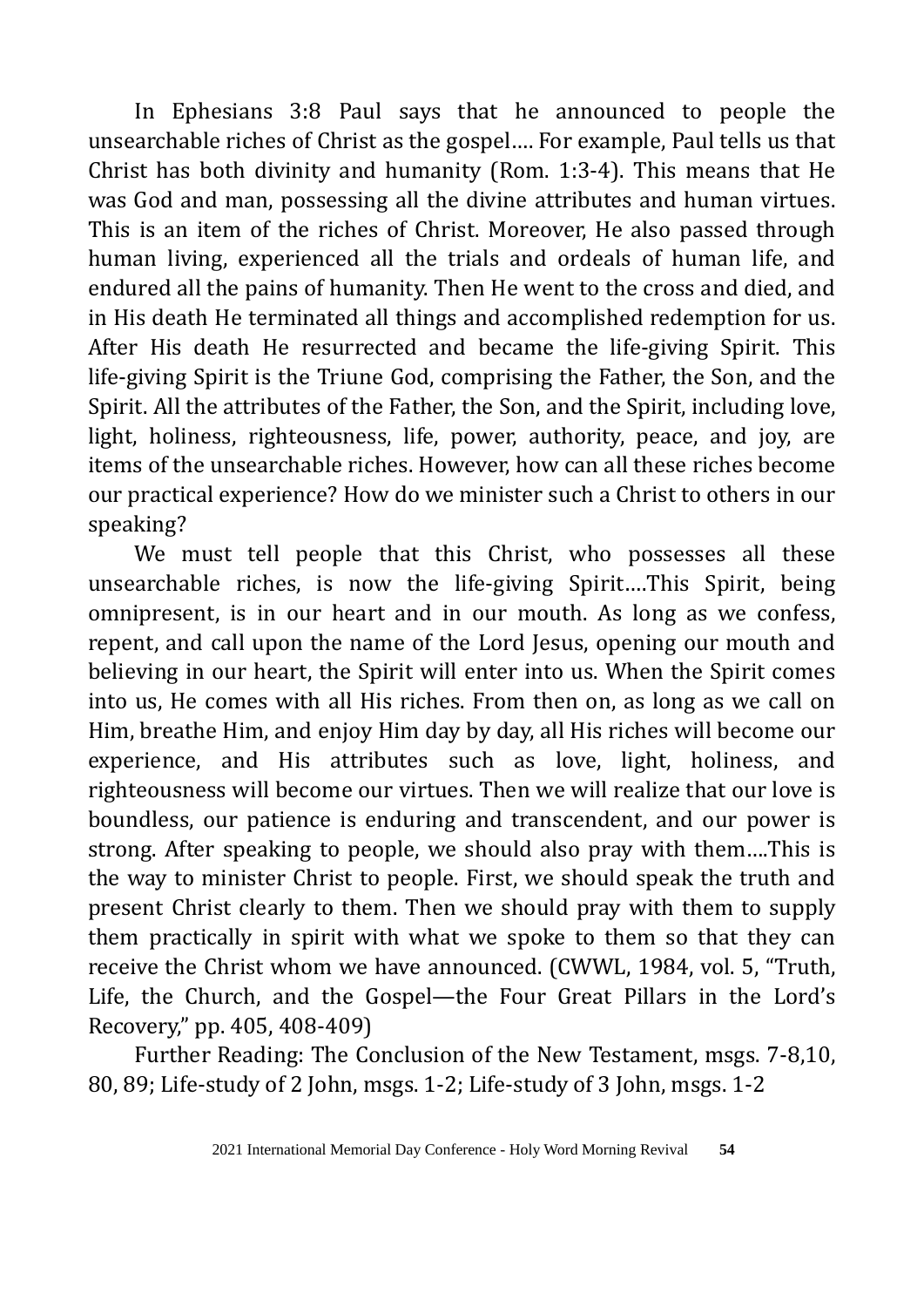In Ephesians 3:8 Paul says that he announced to people the unsearchable riches of Christ as the gospel…. For example, Paul tells us that Christ has both divinity and humanity (Rom. 1:3-4). This means that He was God and man, possessing all the divine attributes and human virtues. This is an item of the riches of Christ. Moreover, He also passed through human living, experienced all the trials and ordeals of human life, and endured all the pains of humanity. Then He went to the cross and died, and in His death He terminated all things and accomplished redemption for us. After His death He resurrected and became the life-giving Spirit. This life-giving Spirit is the Triune God, comprising the Father, the Son, and the Spirit. All the attributes of the Father, the Son, and the Spirit, including love, light, holiness, righteousness, life, power, authority, peace, and joy, are items of the unsearchable riches. However, how can all these riches become our practical experience? How do we minister such a Christ to others in our speaking?

We must tell people that this Christ, who possesses all these unsearchable riches, is now the life-giving Spirit….This Spirit, being omnipresent, is in our heart and in our mouth. As long as we confess, repent, and call upon the name of the Lord Jesus, opening our mouth and believing in our heart, the Spirit will enter into us. When the Spirit comes into us, He comes with all His riches. From then on, as long as we call on Him, breathe Him, and enjoy Him day by day, all His riches will become our experience, and His attributes such as love, light, holiness, and righteousness will become our virtues. Then we will realize that our love is boundless, our patience is enduring and transcendent, and our power is strong. After speaking to people, we should also pray with them….This is the way to minister Christ to people. First, we should speak the truth and present Christ clearly to them. Then we should pray with them to supply them practically in spirit with what we spoke to them so that they can receive the Christ whom we have announced. (CWWL, 1984, vol. 5, "Truth, Life, the Church, and the Gospel—the Four Great Pillars in the Lord's Recovery," pp. 405, 408-409)

Further Reading: The Conclusion of the New Testament, msgs. 7-8,10, 80, 89; Life-study of 2 John, msgs. 1-2; Life-study of 3 John, msgs. 1-2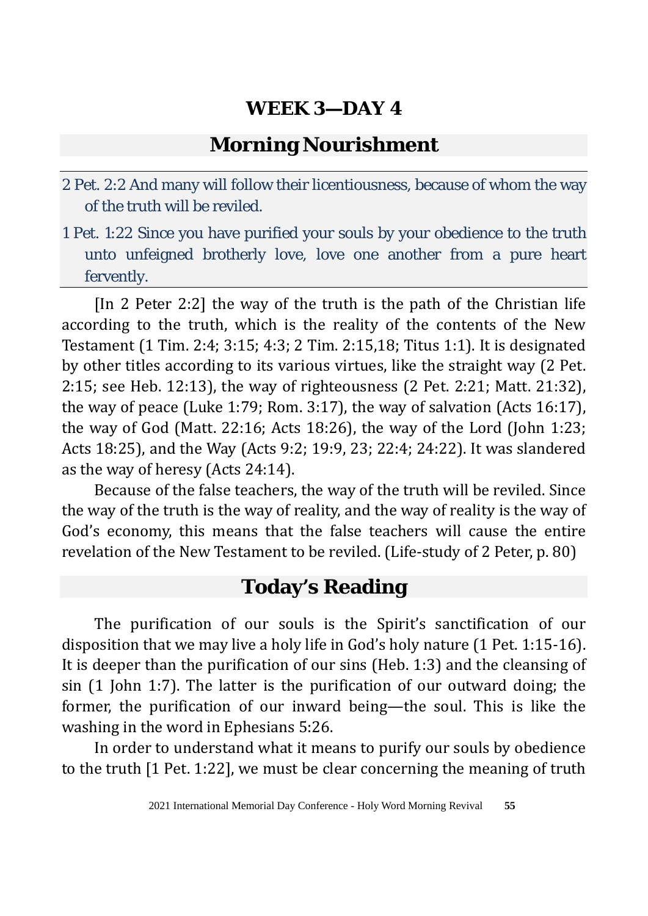## WEEK 3—DAY 4

## Morning Nourishment

2 Pet. 2:2 And many will follow their licentiousness, because of whom the way of the truth will be reviled.

1 Pet. 1:22 Since you have purified your souls by your obedience to the truth unto unfeigned brotherly love, love one another from a pure heart fervently.

[In 2 Peter 2:2] the way of the truth is the path of the Christian life according to the truth, which is the reality of the contents of the New Testament (1 Tim. 2:4; 3:15; 4:3; 2 Tim. 2:15,18; Titus 1:1). It is designated by other titles according to its various virtues, like the straight way (2 Pet. 2:15; see Heb. 12:13), the way of righteousness (2 Pet. 2:21; Matt. 21:32), the way of peace (Luke 1:79; Rom. 3:17), the way of salvation (Acts 16:17), the way of God (Matt. 22:16; Acts 18:26), the way of the Lord (John 1:23; Acts 18:25), and the Way (Acts 9:2; 19:9, 23; 22:4; 24:22). It was slandered as the way of heresy (Acts 24:14).

Because of the false teachers, the way of the truth will be reviled. Since the way of the truth is the way of reality, and the way of reality is the way of God's economy, this means that the false teachers will cause the entire revelation of the New Testament to be reviled. (Life-study of 2 Peter, p. 80)

## Today's Reading

The purification of our souls is the Spirit's sanctification of our disposition that we may live a holy life in God's holy nature (1 Pet. 1:15-16). It is deeper than the purification of our sins (Heb. 1:3) and the cleansing of sin (1 John 1:7). The latter is the purification of our outward doing; the former, the purification of our inward being—the soul. This is like the washing in the word in Ephesians 5:26.

In order to understand what it means to purify our souls by obedience to the truth [1 Pet. 1:22], we must be clear concerning the meaning of truth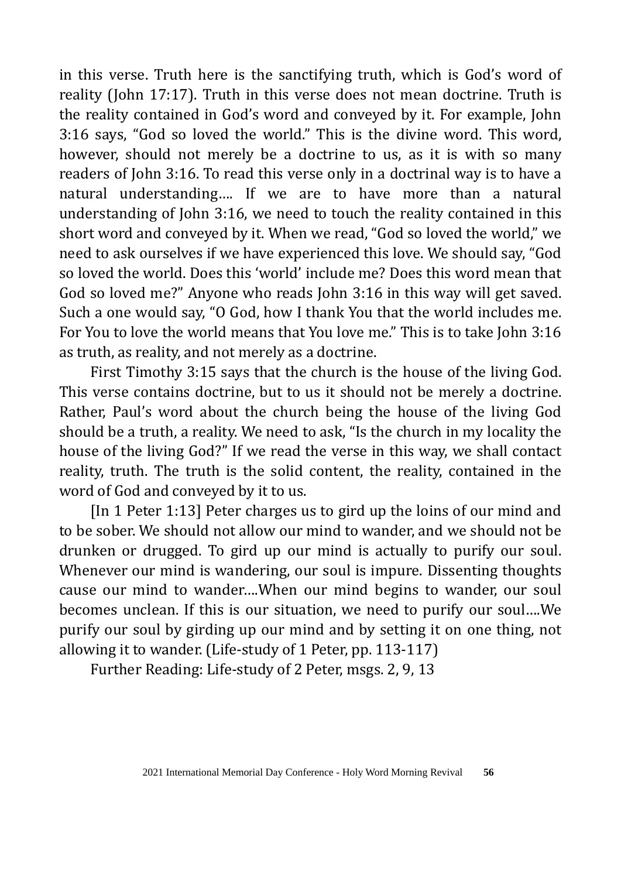in this verse. Truth here is the sanctifying truth, which is God's word of reality (John 17:17). Truth in this verse does not mean doctrine. Truth is the reality contained in God's word and conveyed by it. For example, John 3:16 says, "God so loved the world." This is the divine word. This word, however, should not merely be a doctrine to us, as it is with so many readers of John 3:16. To read this verse only in a doctrinal way is to have a natural understanding…. If we are to have more than a natural understanding of John 3:16, we need to touch the reality contained in this short word and conveyed by it. When we read, "God so loved the world," we need to ask ourselves if we have experienced this love. We should say, "God so loved the world. Does this 'world' include me? Does this word mean that God so loved me?" Anyone who reads John 3:16 in this way will get saved. Such a one would say, "O God, how I thank You that the world includes me. For You to love the world means that You love me." This is to take John 3:16 as truth, as reality, and not merely as a doctrine.

First Timothy 3:15 says that the church is the house of the living God. This verse contains doctrine, but to us it should not be merely a doctrine. Rather, Paul's word about the church being the house of the living God should be a truth, a reality. We need to ask, "Is the church in my locality the house of the living God?" If we read the verse in this way, we shall contact reality, truth. The truth is the solid content, the reality, contained in the word of God and conveyed by it to us.

[In 1 Peter 1:13] Peter charges us to gird up the loins of our mind and to be sober. We should not allow our mind to wander, and we should not be drunken or drugged. To gird up our mind is actually to purify our soul. Whenever our mind is wandering, our soul is impure. Dissenting thoughts cause our mind to wander….When our mind begins to wander, our soul becomes unclean. If this is our situation, we need to purify our soul….We purify our soul by girding up our mind and by setting it on one thing, not allowing it to wander. (Life-study of 1 Peter, pp. 113-117)

Further Reading: Life-study of 2 Peter, msgs. 2, 9, 13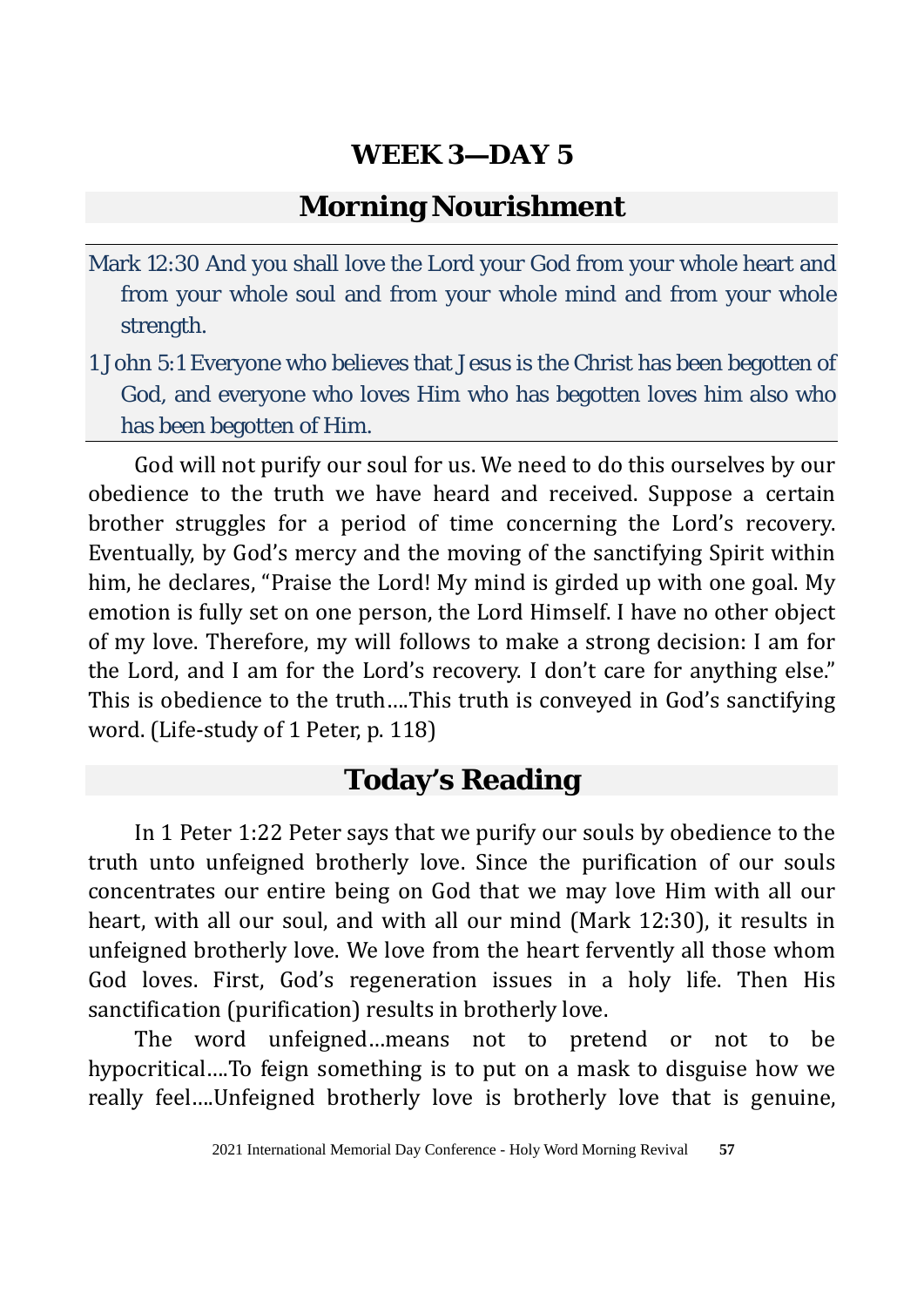# WEEK 3—DAY 5

## Morning Nourishment

Mark 12:30 And you shall love the Lord your God from your whole heart and from your whole soul and from your whole mind and from your whole strength.

1 John 5:1 Everyone who believes that Jesus is the Christ has been begotten of God, and everyone who loves Him who has begotten loves him also who has been begotten of Him.

God will not purify our soul for us. We need to do this ourselves by our obedience to the truth we have heard and received. Suppose a certain brother struggles for a period of time concerning the Lord's recovery. Eventually, by God's mercy and the moving of the sanctifying Spirit within him, he declares, "Praise the Lord! My mind is girded up with one goal. My emotion is fully set on one person, the Lord Himself. I have no other object of my love. Therefore, my will follows to make a strong decision: I am for the Lord, and I am for the Lord's recovery. I don't care for anything else." This is obedience to the truth….This truth is conveyed in God's sanctifying word. (Life-study of 1 Peter, p. 118)

## Today's Reading

In 1 Peter 1:22 Peter says that we purify our souls by obedience to the truth unto unfeigned brotherly love. Since the purification of our souls concentrates our entire being on God that we may love Him with all our heart, with all our soul, and with all our mind (Mark 12:30), it results in unfeigned brotherly love. We love from the heart fervently all those whom God loves. First, God's regeneration issues in a holy life. Then His sanctification (purification) results in brotherly love.

The word unfeigned…means not to pretend or not to be hypocritical….To feign something is to put on a mask to disguise how we really feel….Unfeigned brotherly love is brotherly love that is genuine,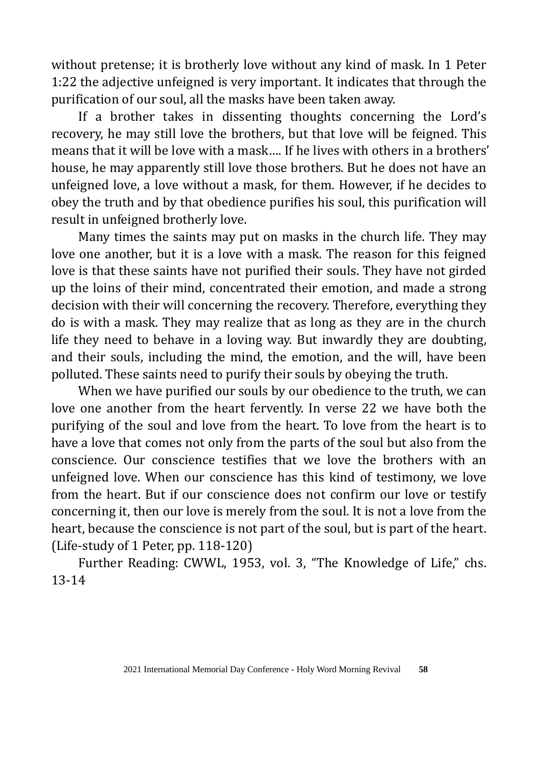without pretense; it is brotherly love without any kind of mask. In 1 Peter 1:22 the adjective unfeigned is very important. It indicates that through the purification of our soul, all the masks have been taken away.

If a brother takes in dissenting thoughts concerning the Lord's recovery, he may still love the brothers, but that love will be feigned. This means that it will be love with a mask…. If he lives with others in a brothers' house, he may apparently still love those brothers. But he does not have an unfeigned love, a love without a mask, for them. However, if he decides to obey the truth and by that obedience purifies his soul, this purification will result in unfeigned brotherly love.

Many times the saints may put on masks in the church life. They may love one another, but it is a love with a mask. The reason for this feigned love is that these saints have not purified their souls. They have not girded up the loins of their mind, concentrated their emotion, and made a strong decision with their will concerning the recovery. Therefore, everything they do is with a mask. They may realize that as long as they are in the church life they need to behave in a loving way. But inwardly they are doubting, and their souls, including the mind, the emotion, and the will, have been polluted. These saints need to purify their souls by obeying the truth.

When we have purified our souls by our obedience to the truth, we can love one another from the heart fervently. In verse 22 we have both the purifying of the soul and love from the heart. To love from the heart is to have a love that comes not only from the parts of the soul but also from the conscience. Our conscience testifies that we love the brothers with an unfeigned love. When our conscience has this kind of testimony, we love from the heart. But if our conscience does not confirm our love or testify concerning it, then our love is merely from the soul. It is not a love from the heart, because the conscience is not part of the soul, but is part of the heart. (Life-study of 1 Peter, pp. 118-120)

Further Reading: CWWL, 1953, vol. 3, "The Knowledge of Life," chs. 13-14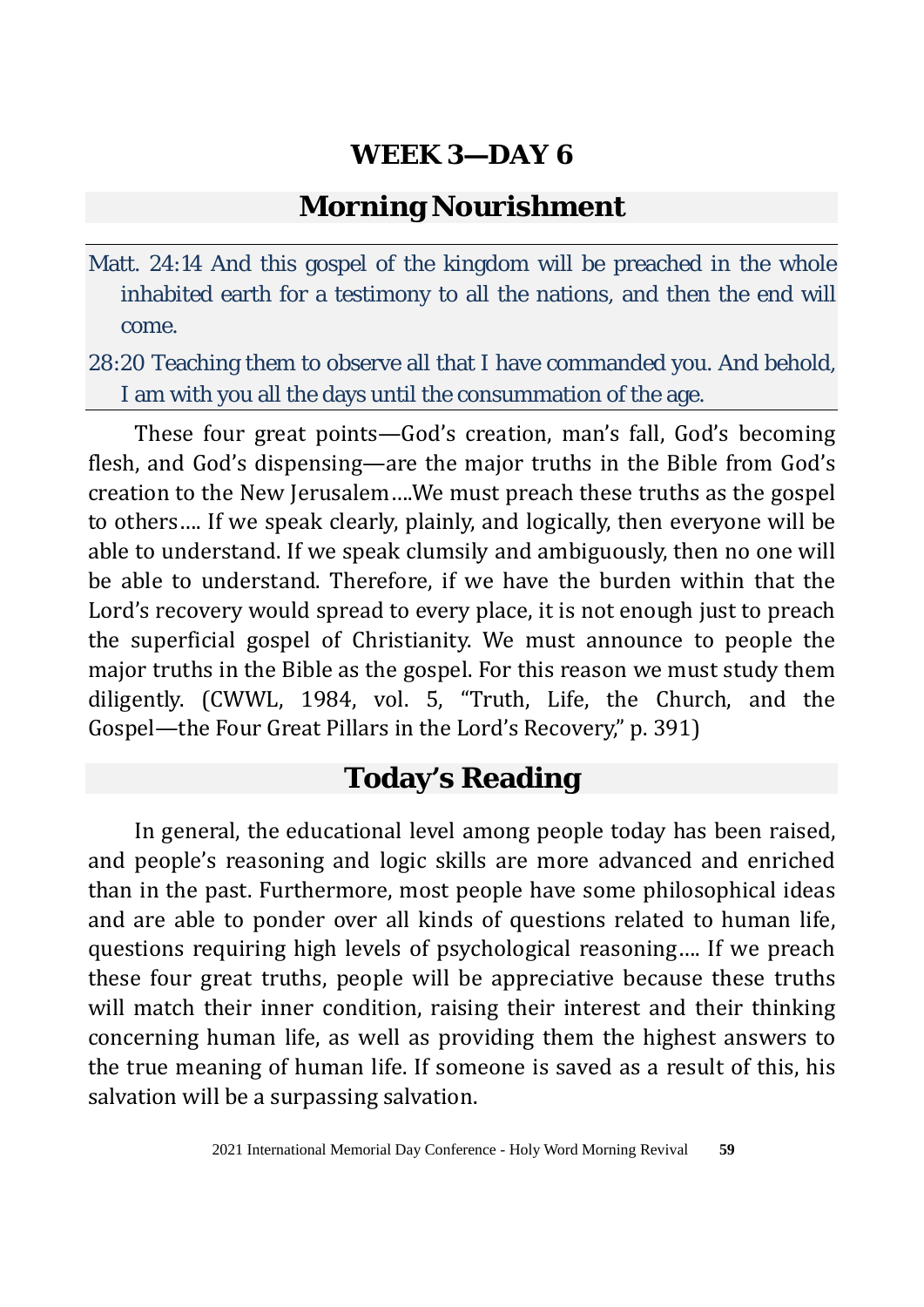# WEEK 3—DAY 6

## Morning Nourishment

Matt. 24:14 And this gospel of the kingdom will be preached in the whole inhabited earth for a testimony to all the nations, and then the end will come.

28:20 Teaching them to observe all that I have commanded you. And behold, I am with you all the days until the consummation of the age.

These four great points—God's creation, man's fall, God's becoming flesh, and God's dispensing—are the major truths in the Bible from God's creation to the New Jerusalem....We must preach these truths as the gospel to others.... If we speak clearly, plainly, and logically, then everyone will be able to understand. If we speak clumsily and ambiguously, then no one will be able to understand. Therefore, if we have the burden within that the Lord's recovery would spread to every place, it is not enough just to preach the superficial gospel of Christianity. We must announce to people the major truths in the Bible as the gospel. For this reason we must study them diligently. (CWWL, 1984, vol. 5, "Truth, Life, the Church, and the Gospel—the Four Great Pillars in the Lord's Recovery," p. 391)

## Today's Reading

In general, the educational level among people today has been raised, and people's reasoning and logic skills are more advanced and enriched than in the past. Furthermore, most people have some philosophical ideas and are able to ponder over all kinds of questions related to human life, questions requiring high levels of psychological reasoning.... If we preach these four great truths, people will be appreciative because these truths will match their inner condition, raising their interest and their thinking concerning human life, as well as providing them the highest answers to the true meaning of human life. If someone is saved as a result of this, his salvation will be a surpassing salvation.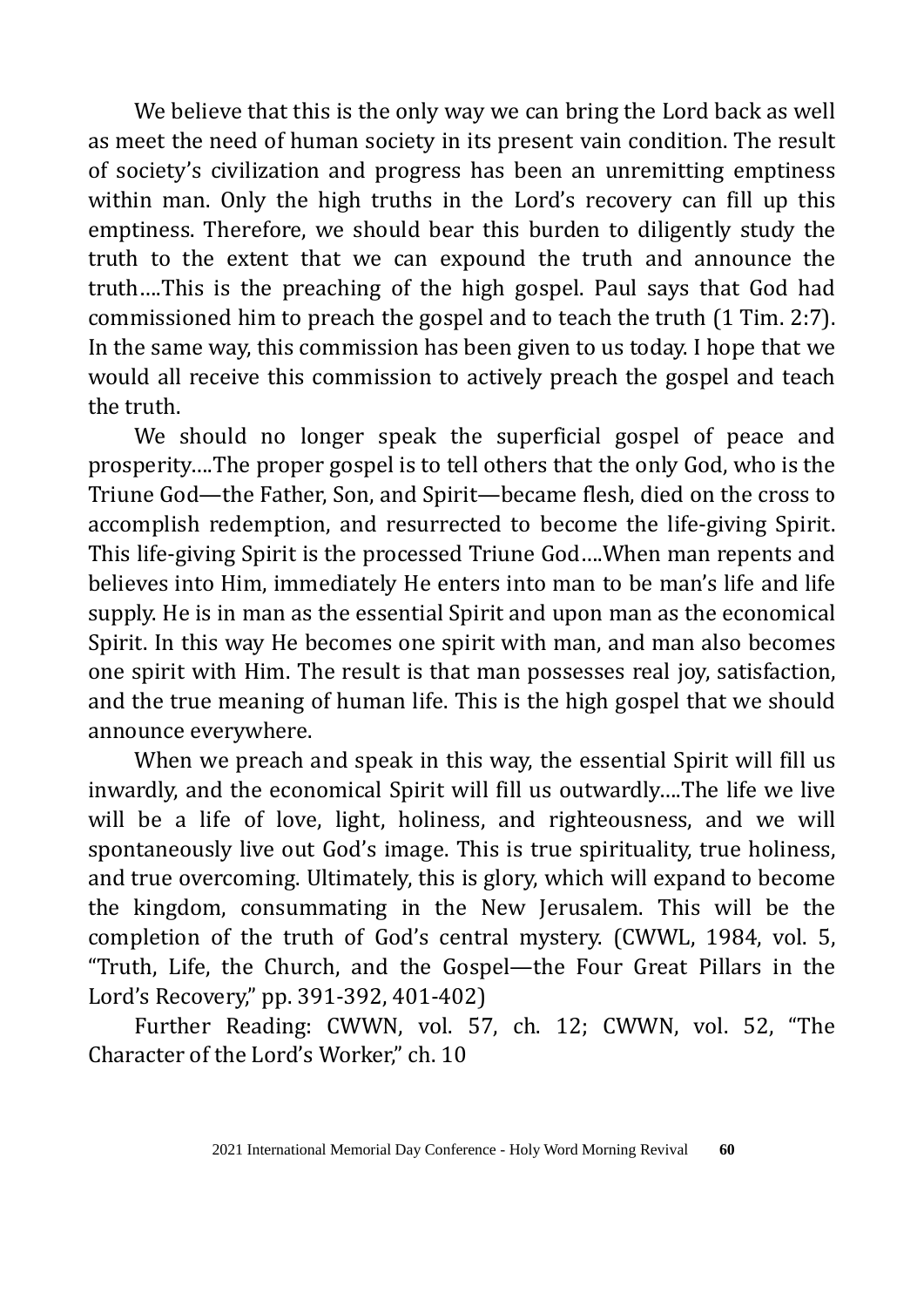We believe that this is the only way we can bring the Lord back as well as meet the need of human society in its present vain condition. The result of society's civilization and progress has been an unremitting emptiness within man. Only the high truths in the Lord's recovery can fill up this emptiness. Therefore, we should bear this burden to diligently study the truth to the extent that we can expound the truth and announce the truth….This is the preaching of the high gospel. Paul says that God had commissioned him to preach the gospel and to teach the truth (1 Tim. 2:7). In the same way, this commission has been given to us today. I hope that we would all receive this commission to actively preach the gospel and teach the truth.

We should no longer speak the superficial gospel of peace and prosperity….The proper gospel is to tell others that the only God, who is the Triune God—the Father, Son, and Spirit—became flesh, died on the cross to accomplish redemption, and resurrected to become the life-giving Spirit. This life-giving Spirit is the processed Triune God….When man repents and believes into Him, immediately He enters into man to be man's life and life supply. He is in man as the essential Spirit and upon man as the economical Spirit. In this way He becomes one spirit with man, and man also becomes one spirit with Him. The result is that man possesses real joy, satisfaction, and the true meaning of human life. This is the high gospel that we should announce everywhere.

When we preach and speak in this way, the essential Spirit will fill us inwardly, and the economical Spirit will fill us outwardly….The life we live will be a life of love, light, holiness, and righteousness, and we will spontaneously live out God's image. This is true spirituality, true holiness, and true overcoming. Ultimately, this is glory, which will expand to become the kingdom, consummating in the New Jerusalem. This will be the completion of the truth of God's central mystery. (CWWL, 1984, vol. 5, "Truth, Life, the Church, and the Gospel—the Four Great Pillars in the Lord's Recovery," pp. 391-392, 401-402)

Further Reading: CWWN, vol. 57, ch. 12; CWWN, vol. 52, "The Character of the Lord's Worker," ch. 10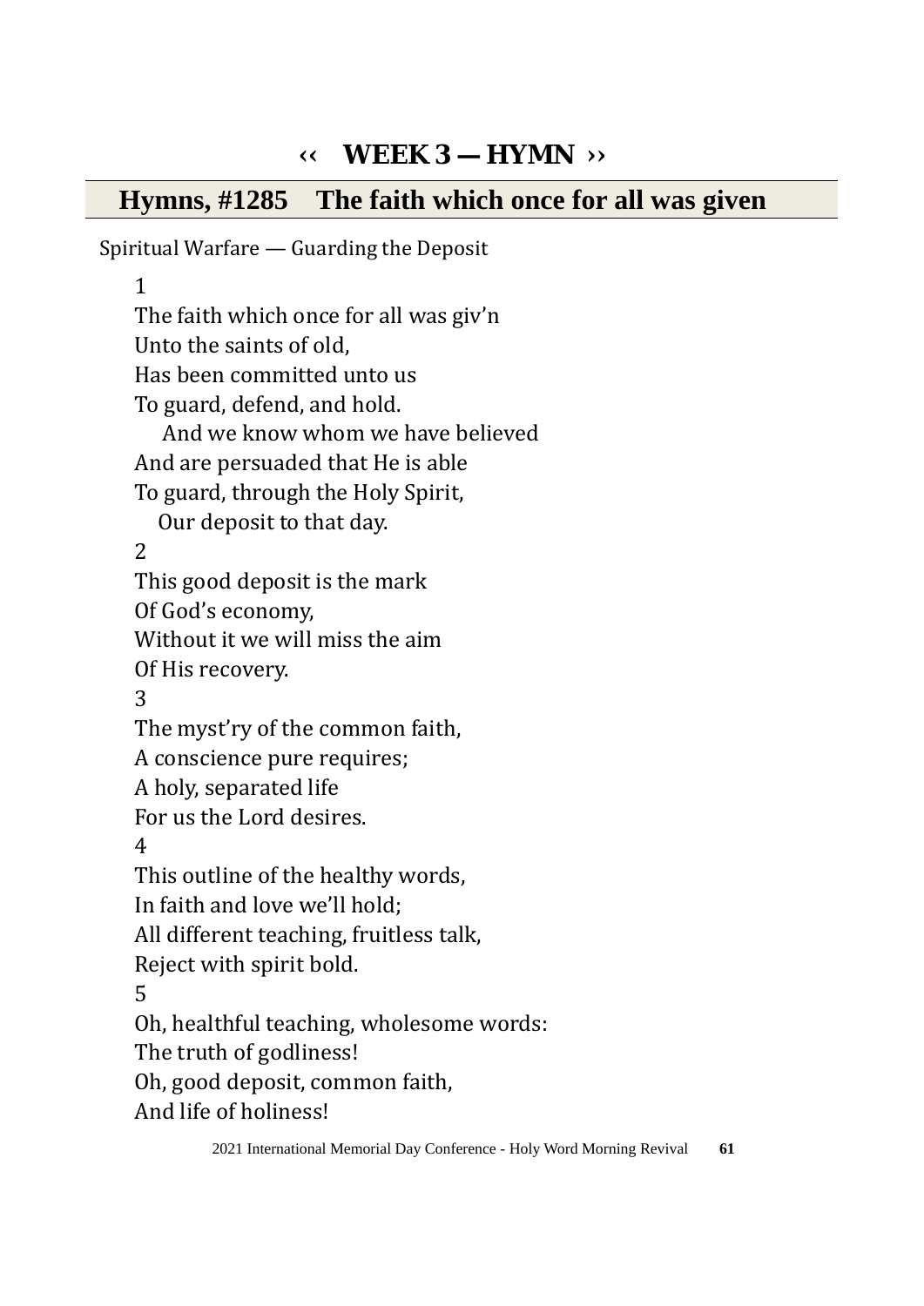# ‹‹ WEEK 3 — HYMN ››

## Hymns, #1285 The faith which once for all was given

Spiritual Warfare — Guarding the Deposit

1
The faith which once for all was giv'n
Unto the saints of old,
Has been committed unto us
To guard, defend, and hold.
And we know whom we have believed
And are persuaded that He is able
To guard, through the Holy Spirit,
Our deposit to that day.

2
This good deposit is the mark
Of God's economy,
Without it we will miss the aim
Of His recovery.

3
The myst'ry of the common faith,
A conscience pure requires;
A holy, separated life
For us the Lord desires.

4
This outline of the healthy words,
In faith and love we'll hold;
All different teaching, fruitless talk,
Reject with spirit bold.

5
Oh, healthful teaching, wholesome words:
The truth of godliness!
Oh, good deposit, common faith,
And life of holiness!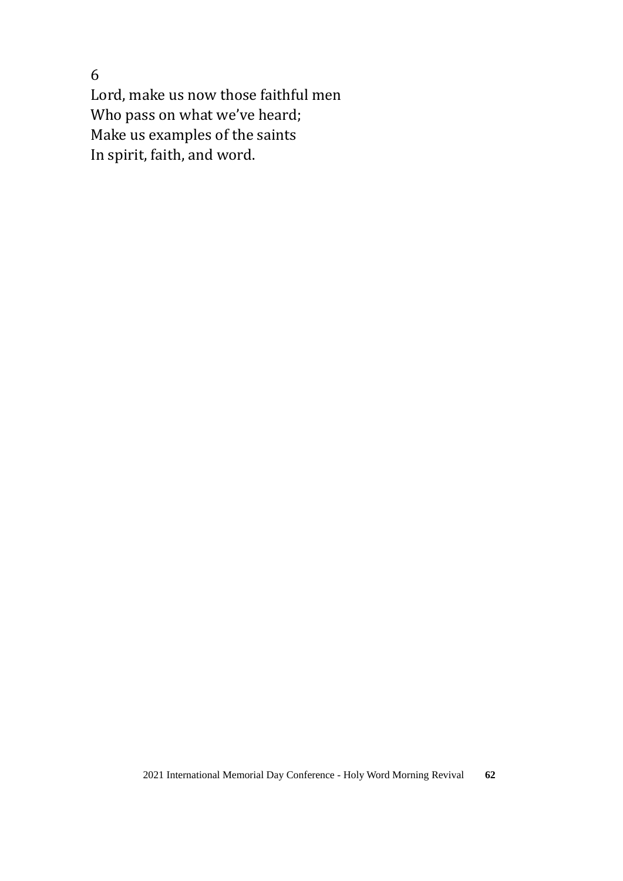6

Lord, make us now those faithful men
Who pass on what we've heard;
Make us examples of the saints
In spirit, faith, and word.